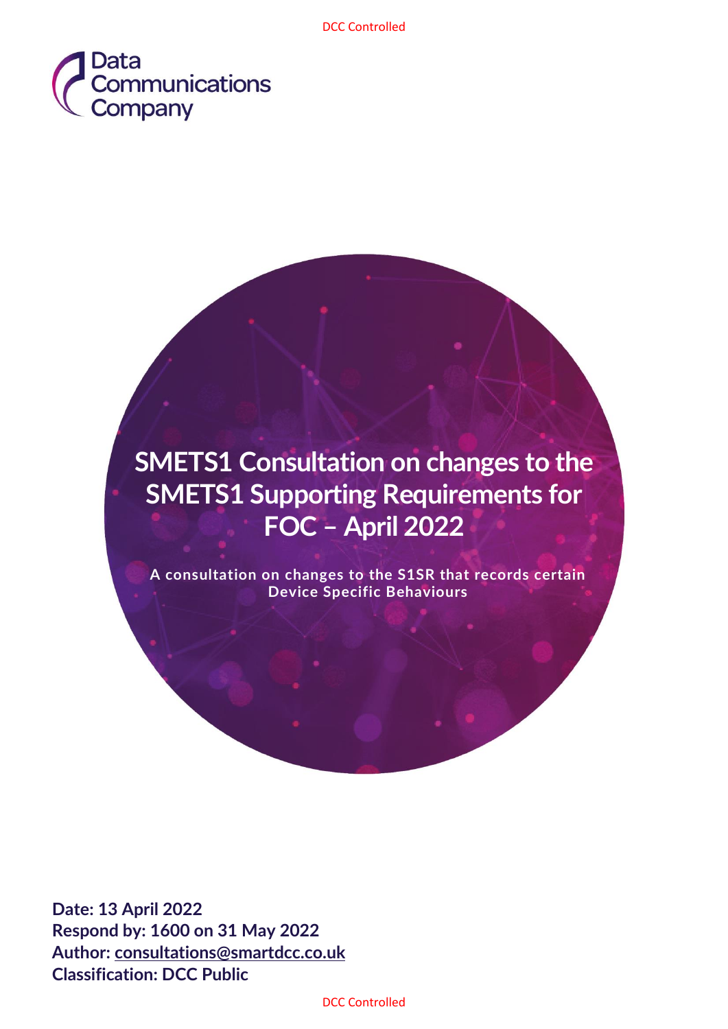# SMETS1 Consultation on changes to the SMETS1 Supporting Requirements for FOC – April 2022

**A consultation on changes to the S1SR that records certain Device Specific Behaviours**

**Date: 13 April 2022**
**Respond by: 1600 on 31 May 2022**
**Author: consultations@smartdcc.co.uk**
**Classification: DCC Public**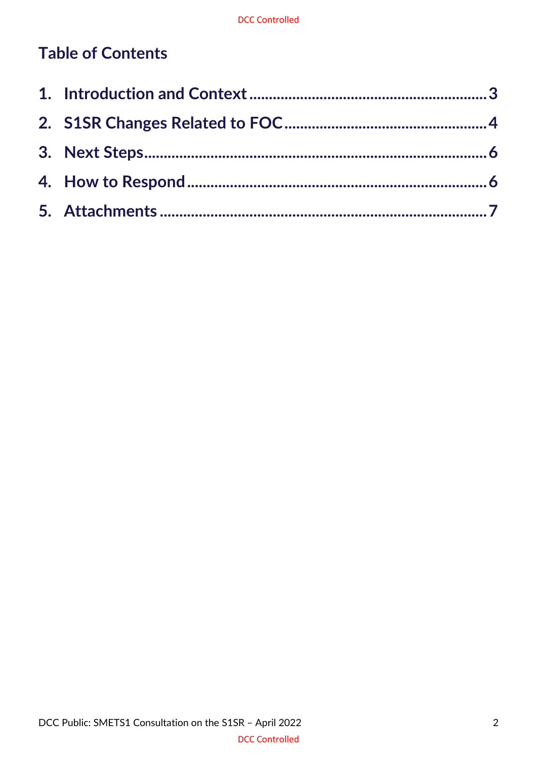## Table of Contents

1. Introduction and Context ........................................................ 3
2. S1SR Changes Related to FOC ................................................ 4
3. Next Steps ................................................................................ 6
4. How to Respond ........................................................................ 6
5. Attachments .............................................................................. 7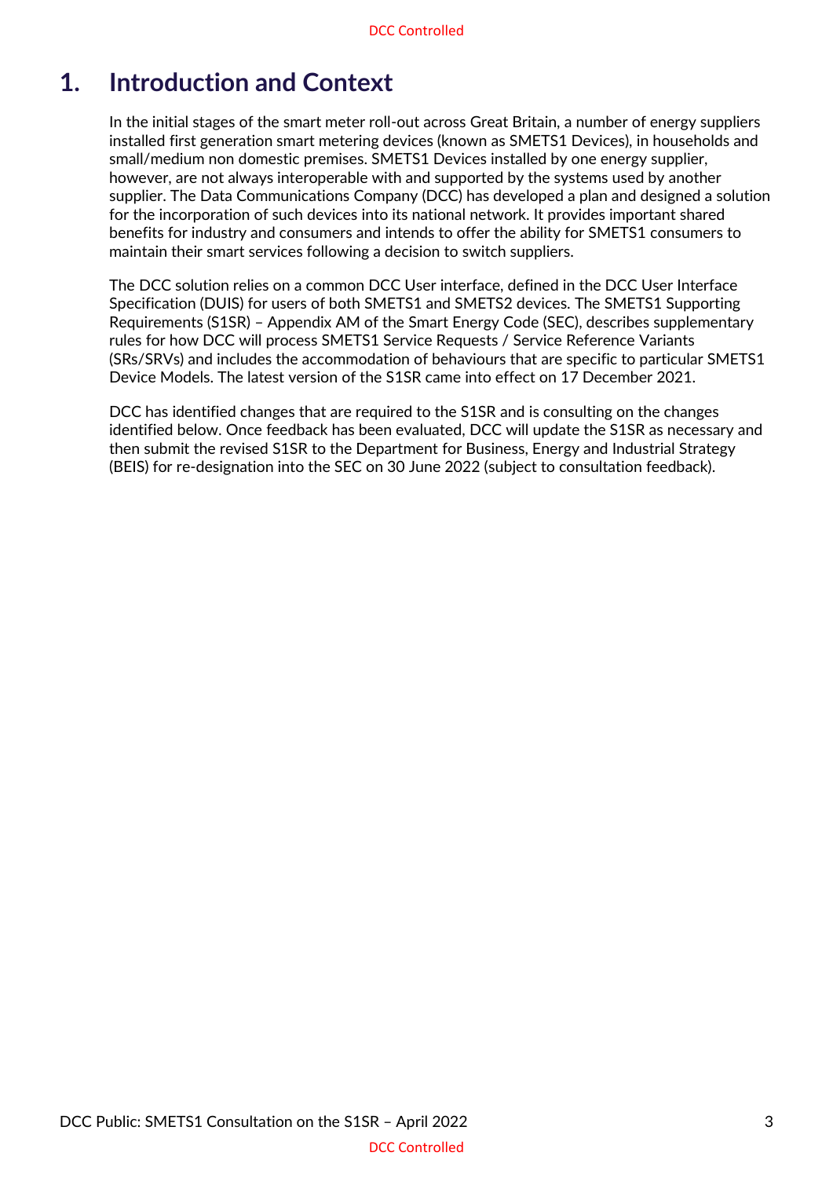# 1. Introduction and Context

In the initial stages of the smart meter roll-out across Great Britain, a number of energy suppliers installed first generation smart metering devices (known as SMETS1 Devices), in households and small/medium non domestic premises. SMETS1 Devices installed by one energy supplier, however, are not always interoperable with and supported by the systems used by another supplier. The Data Communications Company (DCC) has developed a plan and designed a solution for the incorporation of such devices into its national network. It provides important shared benefits for industry and consumers and intends to offer the ability for SMETS1 consumers to maintain their smart services following a decision to switch suppliers.

The DCC solution relies on a common DCC User interface, defined in the DCC User Interface Specification (DUIS) for users of both SMETS1 and SMETS2 devices. The SMETS1 Supporting Requirements (S1SR) – Appendix AM of the Smart Energy Code (SEC), describes supplementary rules for how DCC will process SMETS1 Service Requests / Service Reference Variants (SRs/SRVs) and includes the accommodation of behaviours that are specific to particular SMETS1 Device Models. The latest version of the S1SR came into effect on 17 December 2021.

DCC has identified changes that are required to the S1SR and is consulting on the changes identified below. Once feedback has been evaluated, DCC will update the S1SR as necessary and then submit the revised S1SR to the Department for Business, Energy and Industrial Strategy (BEIS) for re-designation into the SEC on 30 June 2022 (subject to consultation feedback).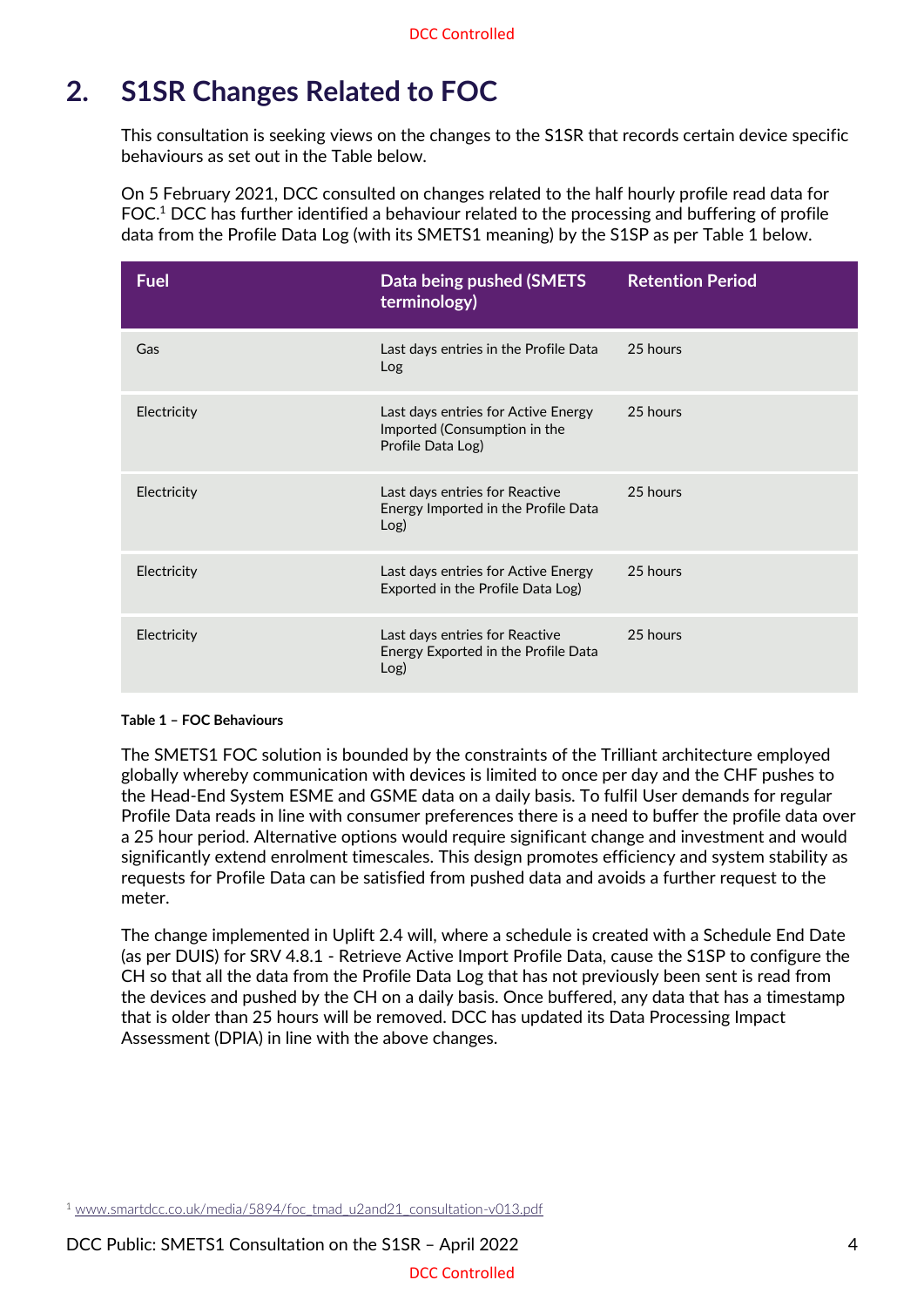## 2. S1SR Changes Related to FOC

This consultation is seeking views on the changes to the S1SR that records certain device specific behaviours as set out in the Table below.

On 5 February 2021, DCC consulted on changes related to the half hourly profile read data for FOC.[1] DCC has further identified a behaviour related to the processing and buffering of profile data from the Profile Data Log (with its SMETS1 meaning) by the S1SP as per Table 1 below.

| Fuel | Data being pushed (SMETS terminology) | Retention Period |
|---|---|---|
| Gas | Last days entries in the Profile Data Log | 25 hours |
| Electricity | Last days entries for Active Energy Imported (Consumption in the Profile Data Log) | 25 hours |
| Electricity | Last days entries for Reactive Energy Imported in the Profile Data Log) | 25 hours |
| Electricity | Last days entries for Active Energy Exported in the Profile Data Log) | 25 hours |
| Electricity | Last days entries for Reactive Energy Exported in the Profile Data Log) | 25 hours |

**Table 1 – FOC Behaviours**

The SMETS1 FOC solution is bounded by the constraints of the Trilliant architecture employed globally whereby communication with devices is limited to once per day and the CHF pushes to the Head-End System ESME and GSME data on a daily basis. To fulfil User demands for regular Profile Data reads in line with consumer preferences there is a need to buffer the profile data over a 25 hour period. Alternative options would require significant change and investment and would significantly extend enrolment timescales. This design promotes efficiency and system stability as requests for Profile Data can be satisfied from pushed data and avoids a further request to the meter.

The change implemented in Uplift 2.4 will, where a schedule is created with a Schedule End Date (as per DUIS) for SRV 4.8.1 - Retrieve Active Import Profile Data, cause the S1SP to configure the CH so that all the data from the Profile Data Log that has not previously been sent is read from the devices and pushed by the CH on a daily basis. Once buffered, any data that has a timestamp that is older than 25 hours will be removed. DCC has updated its Data Processing Impact Assessment (DPIA) in line with the above changes.

[1] www.smartdcc.co.uk/media/5894/foc_tmad_u2and21_consultation-v013.pdf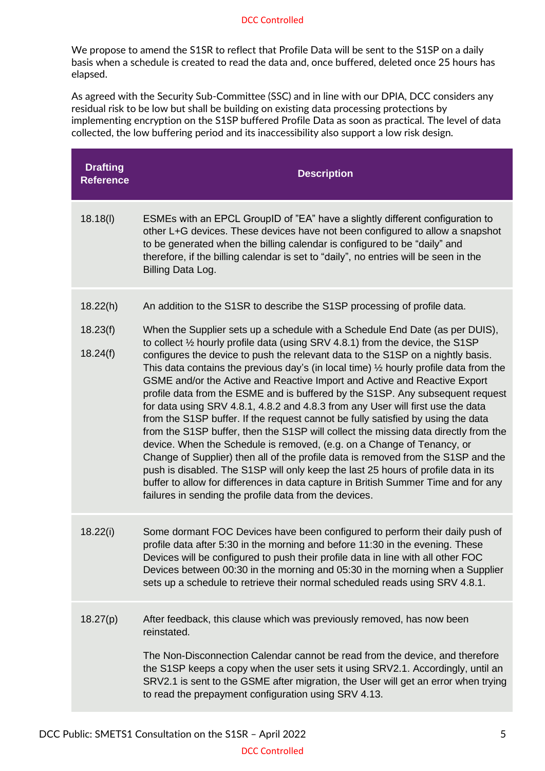We propose to amend the S1SR to reflect that Profile Data will be sent to the S1SP on a daily basis when a schedule is created to read the data and, once buffered, deleted once 25 hours has elapsed.

As agreed with the Security Sub-Committee (SSC) and in line with our DPIA, DCC considers any residual risk to be low but shall be building on existing data processing protections by implementing encryption on the S1SP buffered Profile Data as soon as practical. The level of data collected, the low buffering period and its inaccessibility also support a low risk design.

| Drafting Reference | Description |
|---|---|
| 18.18(l) | ESMEs with an EPCL GroupID of "EA" have a slightly different configuration to other L+G devices. These devices have not been configured to allow a snapshot to be generated when the billing calendar is configured to be "daily" and therefore, if the billing calendar is set to "daily", no entries will be seen in the Billing Data Log. |
| 18.22(h)<br><br>18.23(f)<br><br>18.24(f) | An addition to the S1SR to describe the S1SP processing of profile data.<br><br>When the Supplier sets up a schedule with a Schedule End Date (as per DUIS), to collect ½ hourly profile data (using SRV 4.8.1) from the device, the S1SP configures the device to push the relevant data to the S1SP on a nightly basis. This data contains the previous day's (in local time) ½ hourly profile data from the GSME and/or the Active and Reactive Import and Active and Reactive Export profile data from the ESME and is buffered by the S1SP. Any subsequent request for data using SRV 4.8.1, 4.8.2 and 4.8.3 from any User will first use the data from the S1SP buffer. If the request cannot be fully satisfied by using the data from the S1SP buffer, then the S1SP will collect the missing data directly from the device. When the Schedule is removed, (e.g. on a Change of Tenancy, or Change of Supplier) then all of the profile data is removed from the S1SP and the push is disabled. The S1SP will only keep the last 25 hours of profile data in its buffer to allow for differences in data capture in British Summer Time and for any failures in sending the profile data from the devices. |
| 18.22(i) | Some dormant FOC Devices have been configured to perform their daily push of profile data after 5:30 in the morning and before 11:30 in the evening. These Devices will be configured to push their profile data in line with all other FOC Devices between 00:30 in the morning and 05:30 in the morning when a Supplier sets up a schedule to retrieve their normal scheduled reads using SRV 4.8.1. |
| 18.27(p) | After feedback, this clause which was previously removed, has now been reinstated.<br><br>The Non-Disconnection Calendar cannot be read from the device, and therefore the S1SP keeps a copy when the user sets it using SRV2.1. Accordingly, until an SRV2.1 is sent to the GSME after migration, the User will get an error when trying to read the prepayment configuration using SRV 4.13. |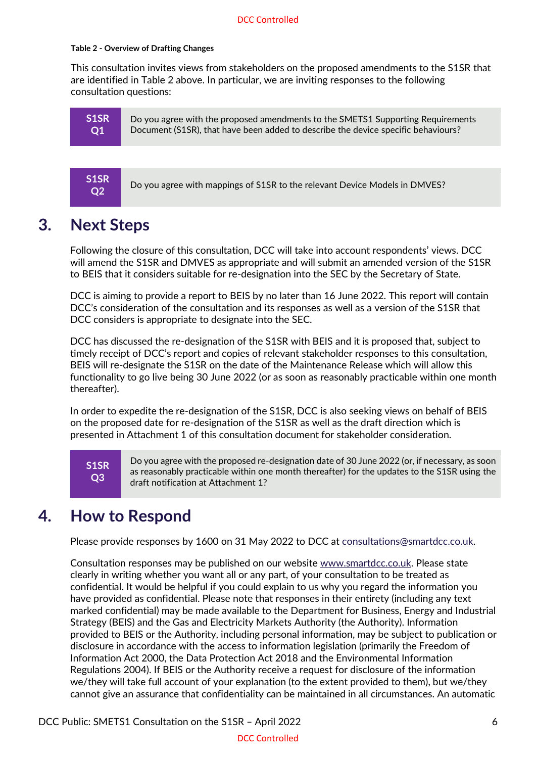**Table 2 - Overview of Drafting Changes**

This consultation invites views from stakeholders on the proposed amendments to the S1SR that are identified in Table 2 above. In particular, we are inviting responses to the following consultation questions:

| S1SR Q1 | Do you agree with the proposed amendments to the SMETS1 Supporting Requirements Document (S1SR), that have been added to describe the device specific behaviours? |
|---|---|

| S1SR Q2 | Do you agree with mappings of S1SR to the relevant Device Models in DMVES? |
|---|---|

# 3. Next Steps

Following the closure of this consultation, DCC will take into account respondents' views. DCC will amend the S1SR and DMVES as appropriate and will submit an amended version of the S1SR to BEIS that it considers suitable for re-designation into the SEC by the Secretary of State.

DCC is aiming to provide a report to BEIS by no later than 16 June 2022. This report will contain DCC's consideration of the consultation and its responses as well as a version of the S1SR that DCC considers is appropriate to designate into the SEC.

DCC has discussed the re-designation of the S1SR with BEIS and it is proposed that, subject to timely receipt of DCC's report and copies of relevant stakeholder responses to this consultation, BEIS will re-designate the S1SR on the date of the Maintenance Release which will allow this functionality to go live being 30 June 2022 (or as soon as reasonably practicable within one month thereafter).

In order to expedite the re-designation of the S1SR, DCC is also seeking views on behalf of BEIS on the proposed date for re-designation of the S1SR as well as the draft direction which is presented in Attachment 1 of this consultation document for stakeholder consideration.

| S1SR Q3 | Do you agree with the proposed re-designation date of 30 June 2022 (or, if necessary, as soon as reasonably practicable within one month thereafter) for the updates to the S1SR using the draft notification at Attachment 1? |
|---|---|

# 4. How to Respond

Please provide responses by 1600 on 31 May 2022 to DCC at consultations@smartdcc.co.uk.

Consultation responses may be published on our website www.smartdcc.co.uk. Please state clearly in writing whether you want all or any part, of your consultation to be treated as confidential. It would be helpful if you could explain to us why you regard the information you have provided as confidential. Please note that responses in their entirety (including any text marked confidential) may be made available to the Department for Business, Energy and Industrial Strategy (BEIS) and the Gas and Electricity Markets Authority (the Authority). Information provided to BEIS or the Authority, including personal information, may be subject to publication or disclosure in accordance with the access to information legislation (primarily the Freedom of Information Act 2000, the Data Protection Act 2018 and the Environmental Information Regulations 2004). If BEIS or the Authority receive a request for disclosure of the information we/they will take full account of your explanation (to the extent provided to them), but we/they cannot give an assurance that confidentiality can be maintained in all circumstances. An automatic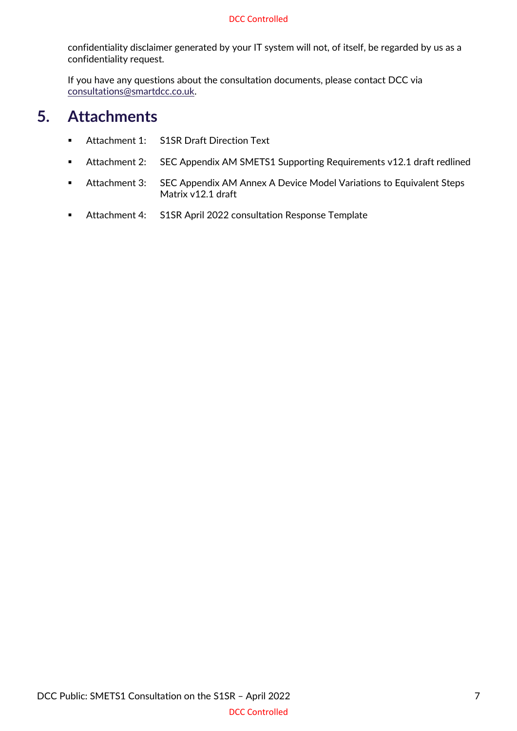confidentiality disclaimer generated by your IT system will not, of itself, be regarded by us as a confidentiality request.

If you have any questions about the consultation documents, please contact DCC via consultations@smartdcc.co.uk.

# 5. Attachments

- Attachment 1: S1SR Draft Direction Text
- Attachment 2: SEC Appendix AM SMETS1 Supporting Requirements v12.1 draft redlined
- Attachment 3: SEC Appendix AM Annex A Device Model Variations to Equivalent Steps Matrix v12.1 draft
- Attachment 4: S1SR April 2022 consultation Response Template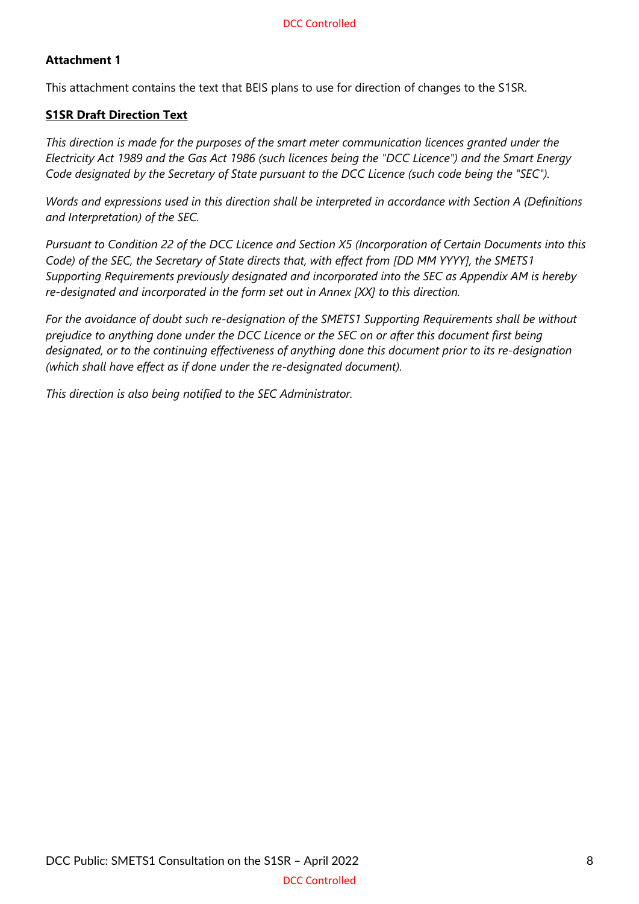**Attachment 1**

This attachment contains the text that BEIS plans to use for direction of changes to the S1SR.

**S1SR Draft Direction Text**

*This direction is made for the purposes of the smart meter communication licences granted under the Electricity Act 1989 and the Gas Act 1986 (such licences being the "DCC Licence") and the Smart Energy Code designated by the Secretary of State pursuant to the DCC Licence (such code being the "SEC").*

*Words and expressions used in this direction shall be interpreted in accordance with Section A (Definitions and Interpretation) of the SEC.*

*Pursuant to Condition 22 of the DCC Licence and Section X5 (Incorporation of Certain Documents into this Code) of the SEC, the Secretary of State directs that, with effect from [DD MM YYYY], the SMETS1 Supporting Requirements previously designated and incorporated into the SEC as Appendix AM is hereby re-designated and incorporated in the form set out in Annex [XX] to this direction.*

*For the avoidance of doubt such re-designation of the SMETS1 Supporting Requirements shall be without prejudice to anything done under the DCC Licence or the SEC on or after this document first being designated, or to the continuing effectiveness of anything done this document prior to its re-designation (which shall have effect as if done under the re-designated document).*

*This direction is also being notified to the SEC Administrator.*